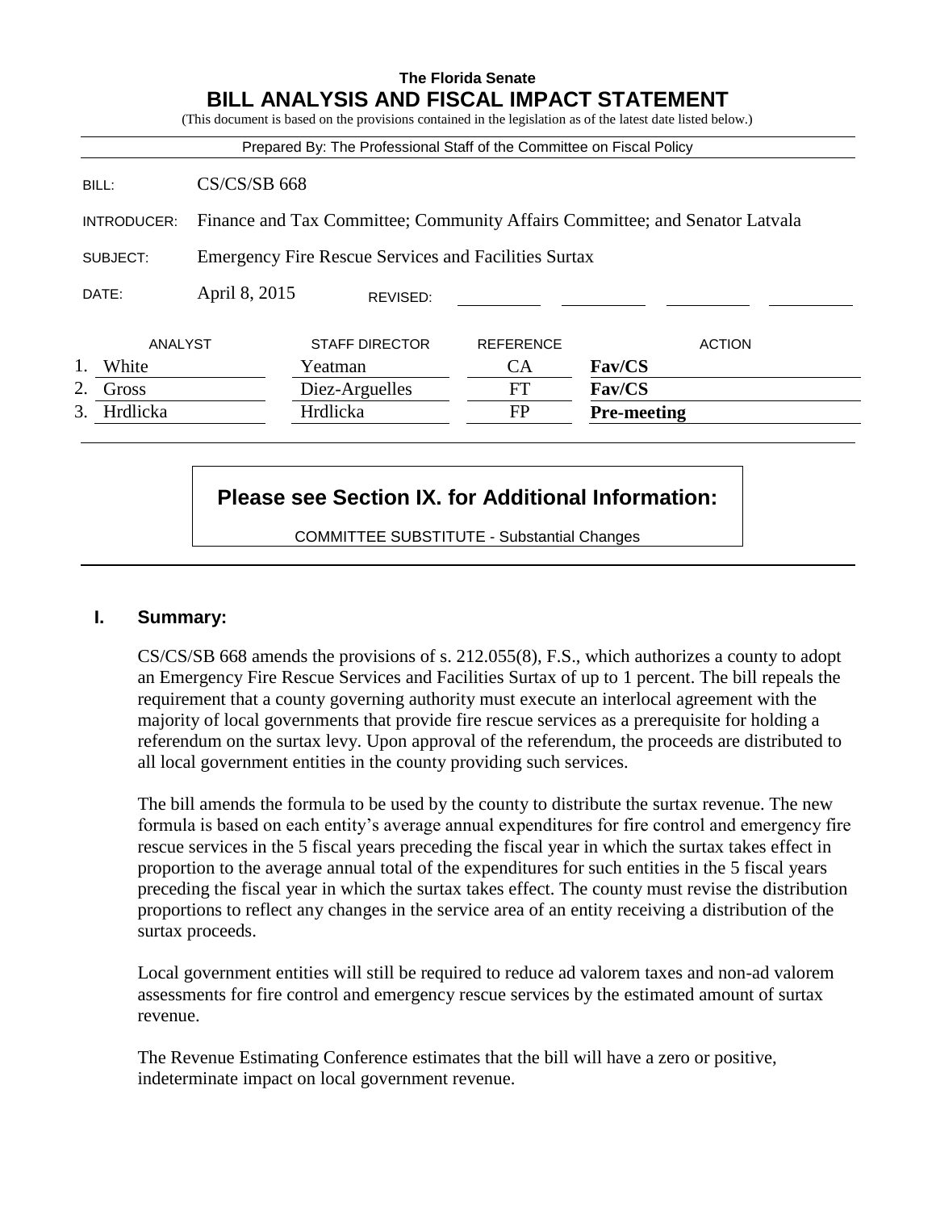**The Florida Senate**

# BILL ANALYSIS AND FISCAL IMPACT STATEMENT

(This document is based on the provisions contained in the legislation as of the latest date listed below.)

Prepared By: The Professional Staff of the Committee on Fiscal Policy

| | |
|---|---|
| BILL: | CS/CS/SB 668 |
| INTRODUCER: | Finance and Tax Committee; Community Affairs Committee; and Senator Latvala |
| SUBJECT: | Emergency Fire Rescue Services and Facilities Surtax |
| DATE: | April 8, 2015 REVISED: |

| | ANALYST | STAFF DIRECTOR | REFERENCE | ACTION |
|---|---|---|---|---|
| 1. | White | Yeatman | CA | **Fav/CS** |
| 2. | Gross | Diez-Arguelles | FT | **Fav/CS** |
| 3. | Hrdlicka | Hrdlicka | FP | **Pre-meeting** |

**Please see Section IX. for Additional Information:**

COMMITTEE SUBSTITUTE - Substantial Changes

## I. Summary:

CS/CS/SB 668 amends the provisions of s. 212.055(8), F.S., which authorizes a county to adopt an Emergency Fire Rescue Services and Facilities Surtax of up to 1 percent. The bill repeals the requirement that a county governing authority must execute an interlocal agreement with the majority of local governments that provide fire rescue services as a prerequisite for holding a referendum on the surtax levy. Upon approval of the referendum, the proceeds are distributed to all local government entities in the county providing such services.

The bill amends the formula to be used by the county to distribute the surtax revenue. The new formula is based on each entity's average annual expenditures for fire control and emergency fire rescue services in the 5 fiscal years preceding the fiscal year in which the surtax takes effect in proportion to the average annual total of the expenditures for such entities in the 5 fiscal years preceding the fiscal year in which the surtax takes effect. The county must revise the distribution proportions to reflect any changes in the service area of an entity receiving a distribution of the surtax proceeds.

Local government entities will still be required to reduce ad valorem taxes and non-ad valorem assessments for fire control and emergency rescue services by the estimated amount of surtax revenue.

The Revenue Estimating Conference estimates that the bill will have a zero or positive, indeterminate impact on local government revenue.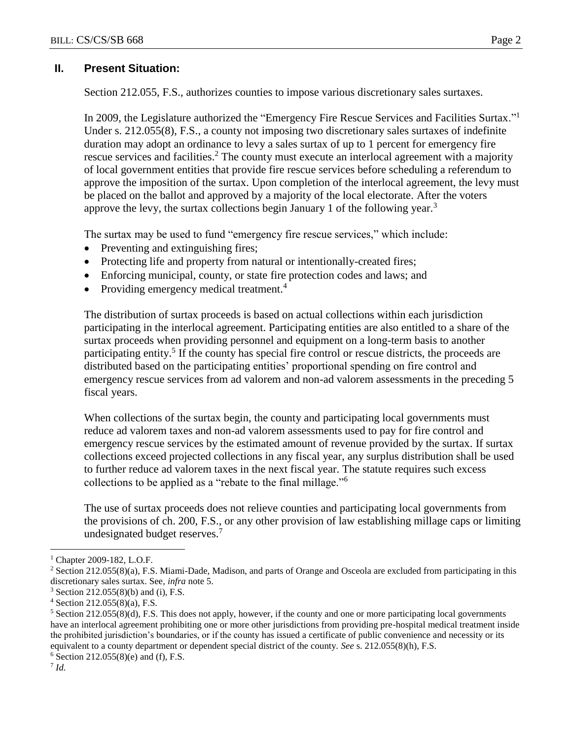## II. Present Situation:

Section 212.055, F.S., authorizes counties to impose various discretionary sales surtaxes.

In 2009, the Legislature authorized the "Emergency Fire Rescue Services and Facilities Surtax."[1] Under s. 212.055(8), F.S., a county not imposing two discretionary sales surtaxes of indefinite duration may adopt an ordinance to levy a sales surtax of up to 1 percent for emergency fire rescue services and facilities.[2] The county must execute an interlocal agreement with a majority of local government entities that provide fire rescue services before scheduling a referendum to approve the imposition of the surtax. Upon completion of the interlocal agreement, the levy must be placed on the ballot and approved by a majority of the local electorate. After the voters approve the levy, the surtax collections begin January 1 of the following year.[3]

The surtax may be used to fund "emergency fire rescue services," which include:

- Preventing and extinguishing fires;
- Protecting life and property from natural or intentionally-created fires;
- Enforcing municipal, county, or state fire protection codes and laws; and
- Providing emergency medical treatment.[4]

The distribution of surtax proceeds is based on actual collections within each jurisdiction participating in the interlocal agreement. Participating entities are also entitled to a share of the surtax proceeds when providing personnel and equipment on a long-term basis to another participating entity.[5] If the county has special fire control or rescue districts, the proceeds are distributed based on the participating entities' proportional spending on fire control and emergency rescue services from ad valorem and non-ad valorem assessments in the preceding 5 fiscal years.

When collections of the surtax begin, the county and participating local governments must reduce ad valorem taxes and non-ad valorem assessments used to pay for fire control and emergency rescue services by the estimated amount of revenue provided by the surtax. If surtax collections exceed projected collections in any fiscal year, any surplus distribution shall be used to further reduce ad valorem taxes in the next fiscal year. The statute requires such excess collections to be applied as a "rebate to the final millage."[6]

The use of surtax proceeds does not relieve counties and participating local governments from the provisions of ch. 200, F.S., or any other provision of law establishing millage caps or limiting undesignated budget reserves.[7]

---

[1] Chapter 2009-182, L.O.F.

[2] Section 212.055(8)(a), F.S. Miami-Dade, Madison, and parts of Orange and Osceola are excluded from participating in this discretionary sales surtax. See, *infra* note 5.

[3] Section 212.055(8)(b) and (i), F.S.

[4] Section 212.055(8)(a), F.S.

[5] Section 212.055(8)(d), F.S. This does not apply, however, if the county and one or more participating local governments have an interlocal agreement prohibiting one or more other jurisdictions from providing pre-hospital medical treatment inside the prohibited jurisdiction's boundaries, or if the county has issued a certificate of public convenience and necessity or its equivalent to a county department or dependent special district of the county. *See* s. 212.055(8)(h), F.S.

[6] Section 212.055(8)(e) and (f), F.S.

[7] *Id.*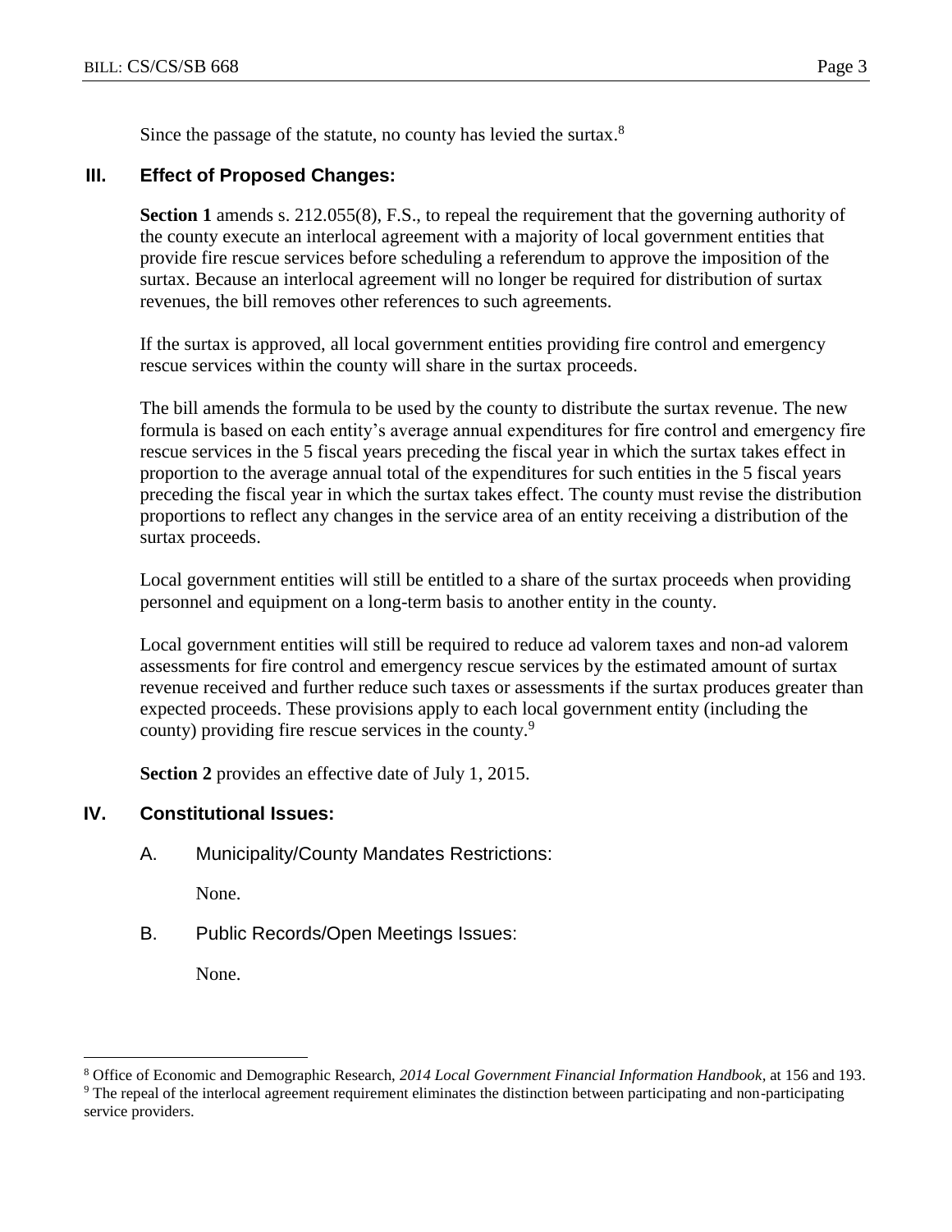Since the passage of the statute, no county has levied the surtax.[8]

## III. Effect of Proposed Changes:

**Section 1** amends s. 212.055(8), F.S., to repeal the requirement that the governing authority of the county execute an interlocal agreement with a majority of local government entities that provide fire rescue services before scheduling a referendum to approve the imposition of the surtax. Because an interlocal agreement will no longer be required for distribution of surtax revenues, the bill removes other references to such agreements.

If the surtax is approved, all local government entities providing fire control and emergency rescue services within the county will share in the surtax proceeds.

The bill amends the formula to be used by the county to distribute the surtax revenue. The new formula is based on each entity's average annual expenditures for fire control and emergency fire rescue services in the 5 fiscal years preceding the fiscal year in which the surtax takes effect in proportion to the average annual total of the expenditures for such entities in the 5 fiscal years preceding the fiscal year in which the surtax takes effect. The county must revise the distribution proportions to reflect any changes in the service area of an entity receiving a distribution of the surtax proceeds.

Local government entities will still be entitled to a share of the surtax proceeds when providing personnel and equipment on a long-term basis to another entity in the county.

Local government entities will still be required to reduce ad valorem taxes and non-ad valorem assessments for fire control and emergency rescue services by the estimated amount of surtax revenue received and further reduce such taxes or assessments if the surtax produces greater than expected proceeds. These provisions apply to each local government entity (including the county) providing fire rescue services in the county.[9]

**Section 2** provides an effective date of July 1, 2015.

## IV. Constitutional Issues:

A. Municipality/County Mandates Restrictions:

None.

B. Public Records/Open Meetings Issues:

None.

---

[8] Office of Economic and Demographic Research, *2014 Local Government Financial Information Handbook*, at 156 and 193.

[9] The repeal of the interlocal agreement requirement eliminates the distinction between participating and non-participating service providers.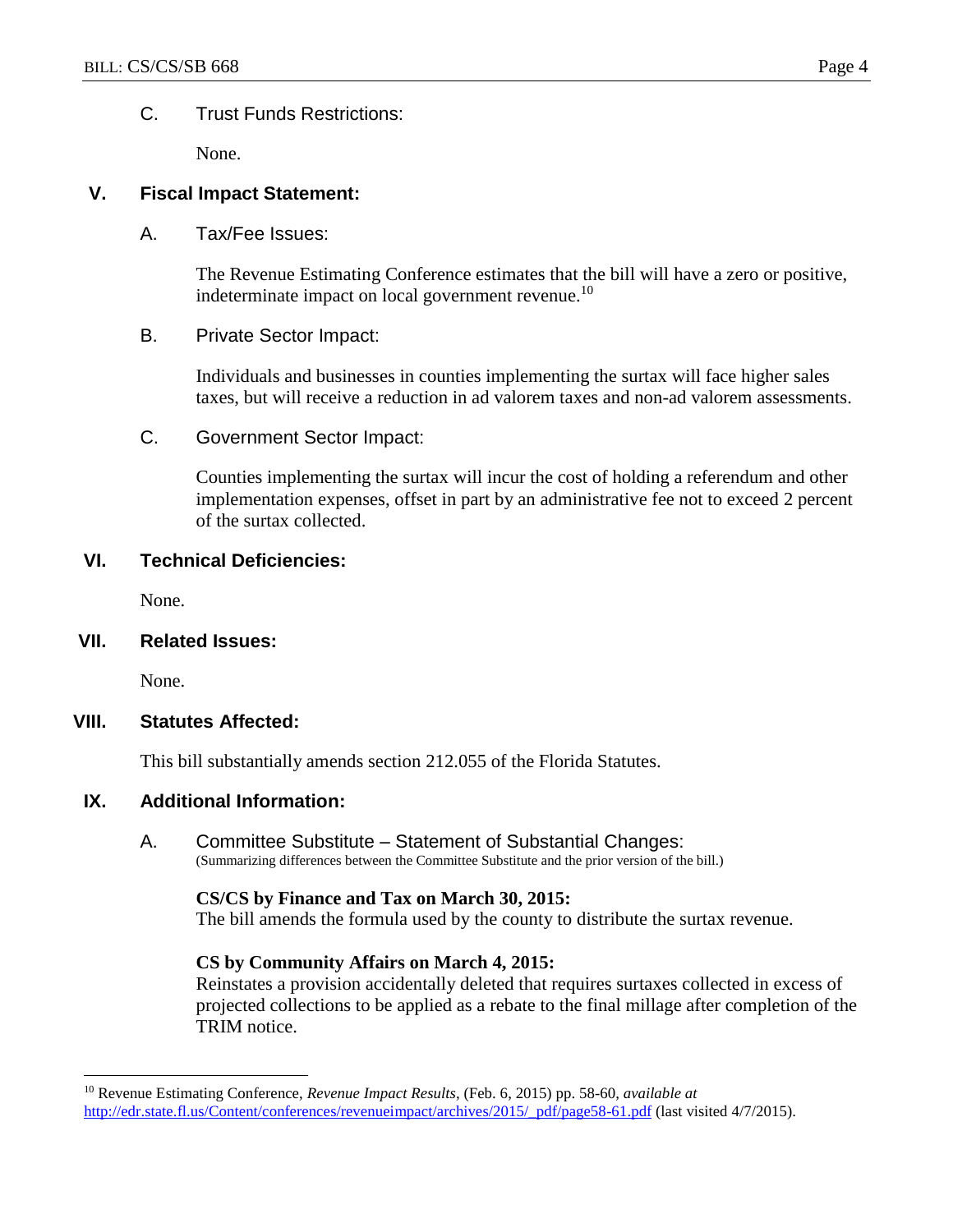C. Trust Funds Restrictions:

None.

## V. Fiscal Impact Statement:

A. Tax/Fee Issues:

The Revenue Estimating Conference estimates that the bill will have a zero or positive, indeterminate impact on local government revenue.[10]

B. Private Sector Impact:

Individuals and businesses in counties implementing the surtax will face higher sales taxes, but will receive a reduction in ad valorem taxes and non-ad valorem assessments.

C. Government Sector Impact:

Counties implementing the surtax will incur the cost of holding a referendum and other implementation expenses, offset in part by an administrative fee not to exceed 2 percent of the surtax collected.

## VI. Technical Deficiencies:

None.

## VII. Related Issues:

None.

## VIII. Statutes Affected:

This bill substantially amends section 212.055 of the Florida Statutes.

## IX. Additional Information:

A. Committee Substitute – Statement of Substantial Changes:
(Summarizing differences between the Committee Substitute and the prior version of the bill.)

**CS/CS by Finance and Tax on March 30, 2015:**
The bill amends the formula used by the county to distribute the surtax revenue.

**CS by Community Affairs on March 4, 2015:**
Reinstates a provision accidentally deleted that requires surtaxes collected in excess of projected collections to be applied as a rebate to the final millage after completion of the TRIM notice.

---

[10] Revenue Estimating Conference, *Revenue Impact Results*, (Feb. 6, 2015) pp. 58-60, *available at* http://edr.state.fl.us/Content/conferences/revenueimpact/archives/2015/_pdf/page58-61.pdf (last visited 4/7/2015).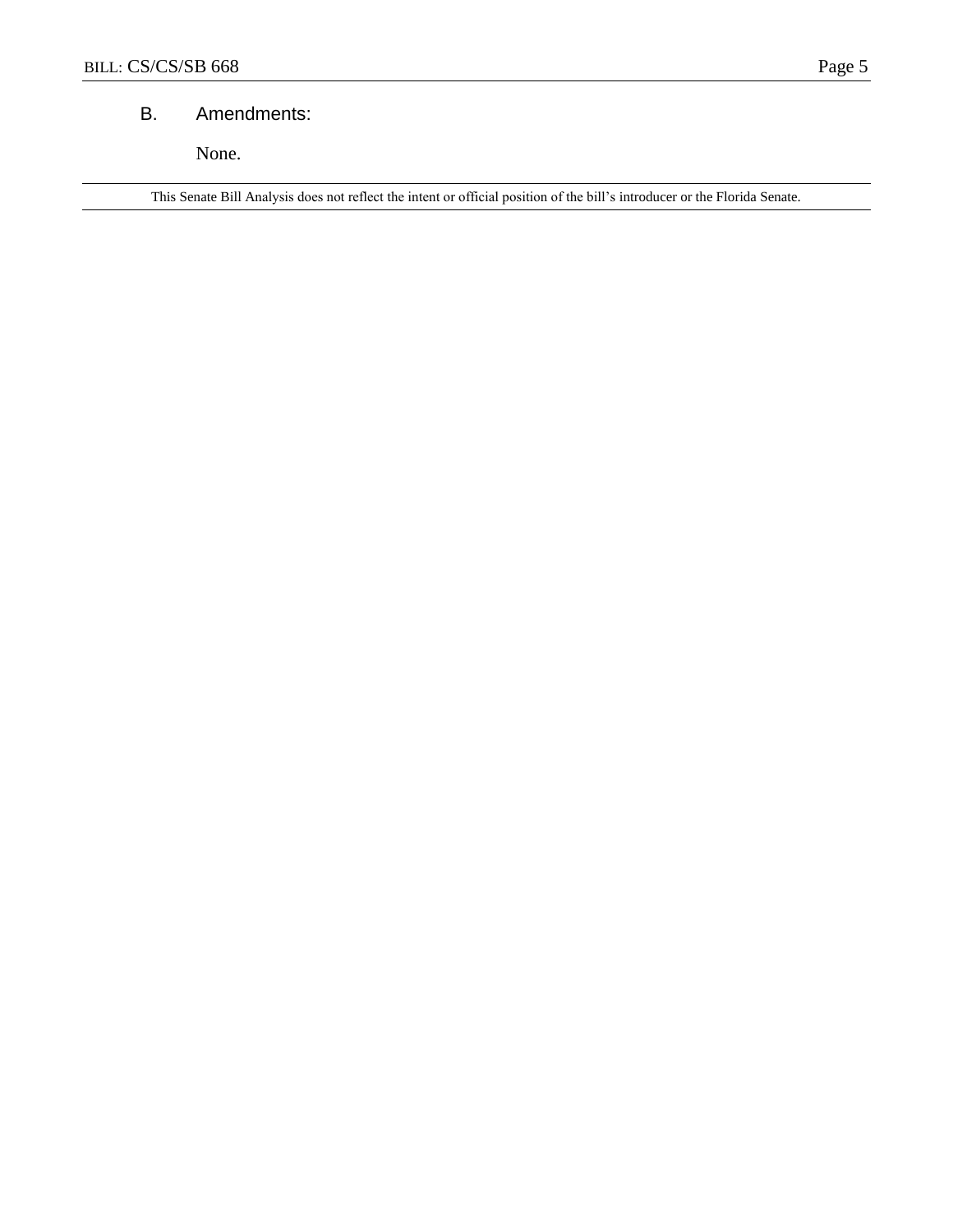### B. Amendments:

None.

---

This Senate Bill Analysis does not reflect the intent or official position of the bill's introducer or the Florida Senate.

---